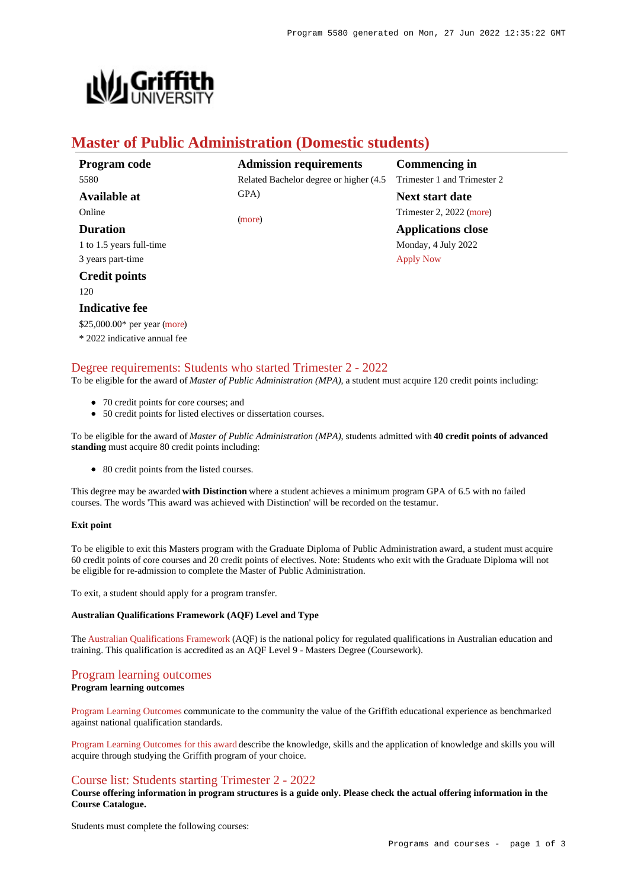# Master of Public Administration (Domestic students)

**Program code**
5580

**Available at**
Online

**Duration**
1 to 1.5 years full-time
3 years part-time

**Credit points**
120

**Indicative fee**
$25,000.00* per year (more)
* 2022 indicative annual fee

**Admission requirements**
Related Bachelor degree or higher (4.5 GPA)

(more)

**Commencing in**
Trimester 1 and Trimester 2

**Next start date**
Trimester 2, 2022 (more)

**Applications close**
Monday, 4 July 2022
Apply Now

## Degree requirements: Students who started Trimester 2 - 2022

To be eligible for the award of *Master of Public Administration (MPA)*, a student must acquire 120 credit points including:

- 70 credit points for core courses; and
- 50 credit points for listed electives or dissertation courses.

To be eligible for the award of *Master of Public Administration (MPA)*, students admitted with **40 credit points of advanced standing** must acquire 80 credit points including:

- 80 credit points from the listed courses.

This degree may be awarded **with Distinction** where a student achieves a minimum program GPA of 6.5 with no failed courses. The words 'This award was achieved with Distinction' will be recorded on the testamur.

#### Exit point

To be eligible to exit this Masters program with the Graduate Diploma of Public Administration award, a student must acquire 60 credit points of core courses and 20 credit points of electives. Note: Students who exit with the Graduate Diploma will not be eligible for re-admission to complete the Master of Public Administration.

To exit, a student should apply for a program transfer.

#### Australian Qualifications Framework (AQF) Level and Type

The Australian Qualifications Framework (AQF) is the national policy for regulated qualifications in Australian education and training. This qualification is accredited as an AQF Level 9 - Masters Degree (Coursework).

## Program learning outcomes

**Program learning outcomes**

Program Learning Outcomes communicate to the community the value of the Griffith educational experience as benchmarked against national qualification standards.

Program Learning Outcomes for this award describe the knowledge, skills and the application of knowledge and skills you will acquire through studying the Griffith program of your choice.

## Course list: Students starting Trimester 2 - 2022

**Course offering information in program structures is a guide only. Please check the actual offering information in the Course Catalogue.**

Students must complete the following courses: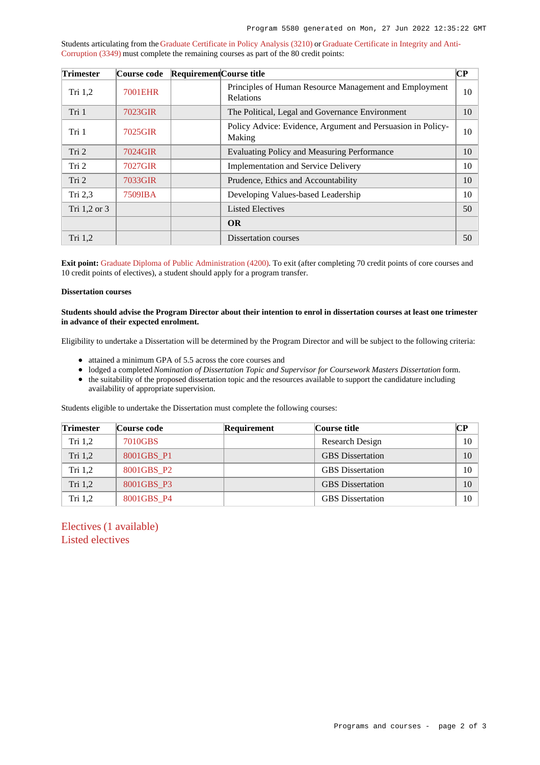Students articulating from the Graduate Certificate in Policy Analysis (3210) or Graduate Certificate in Integrity and Anti-Corruption (3349) must complete the remaining courses as part of the 80 credit points:

| Trimester | Course code | Requirement | Course title | CP |
|---|---|---|---|---|
| Tri 1,2 | 7001EHR | | Principles of Human Resource Management and Employment Relations | 10 |
| Tri 1 | 7023GIR | | The Political, Legal and Governance Environment | 10 |
| Tri 1 | 7025GIR | | Policy Advice: Evidence, Argument and Persuasion in Policy-Making | 10 |
| Tri 2 | 7024GIR | | Evaluating Policy and Measuring Performance | 10 |
| Tri 2 | 7027GIR | | Implementation and Service Delivery | 10 |
| Tri 2 | 7033GIR | | Prudence, Ethics and Accountability | 10 |
| Tri 2,3 | 7509IBA | | Developing Values-based Leadership | 10 |
| Tri 1,2 or 3 | | | Listed Electives | 50 |
| | | | **OR** | |
| Tri 1,2 | | | Dissertation courses | 50 |

**Exit point:** Graduate Diploma of Public Administration (4200). To exit (after completing 70 credit points of core courses and 10 credit points of electives), a student should apply for a program transfer.

**Dissertation courses**

**Students should advise the Program Director about their intention to enrol in dissertation courses at least one trimester in advance of their expected enrolment.**

Eligibility to undertake a Dissertation will be determined by the Program Director and will be subject to the following criteria:

- attained a minimum GPA of 5.5 across the core courses and
- lodged a completed *Nomination of Dissertation Topic and Supervisor for Coursework Masters Dissertation* form.
- the suitability of the proposed dissertation topic and the resources available to support the candidature including availability of appropriate supervision.

Students eligible to undertake the Dissertation must complete the following courses:

| Trimester | Course code | Requirement | Course title | CP |
|---|---|---|---|---|
| Tri 1,2 | 7010GBS | | Research Design | 10 |
| Tri 1,2 | 8001GBS_P1 | | GBS Dissertation | 10 |
| Tri 1,2 | 8001GBS_P2 | | GBS Dissertation | 10 |
| Tri 1,2 | 8001GBS_P3 | | GBS Dissertation | 10 |
| Tri 1,2 | 8001GBS_P4 | | GBS Dissertation | 10 |

## Electives (1 available)

## Listed electives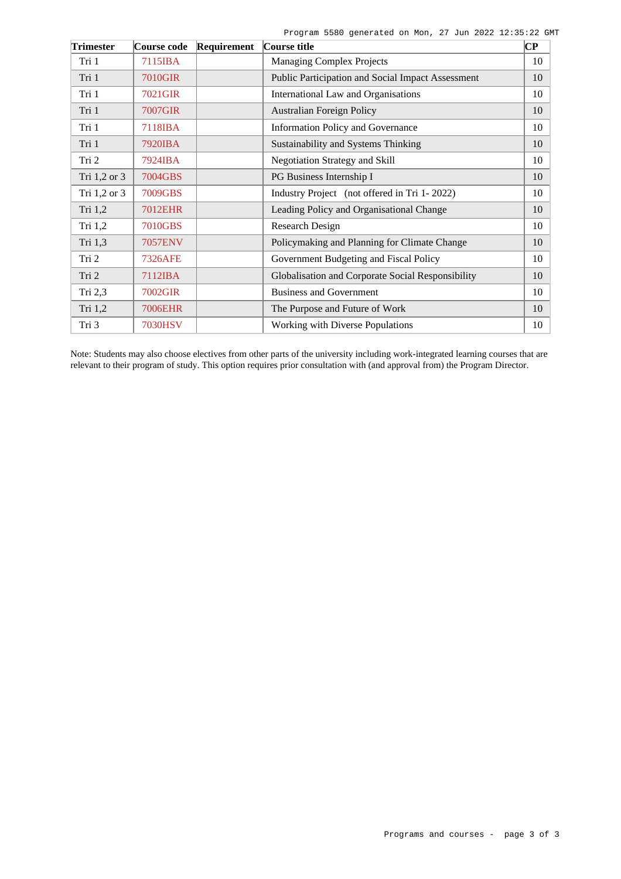| Trimester | Course code | Requirement | Course title | CP |
|---|---|---|---|---|
| Tri 1 | 7115IBA | | Managing Complex Projects | 10 |
| Tri 1 | 7010GIR | | Public Participation and Social Impact Assessment | 10 |
| Tri 1 | 7021GIR | | International Law and Organisations | 10 |
| Tri 1 | 7007GIR | | Australian Foreign Policy | 10 |
| Tri 1 | 7118IBA | | Information Policy and Governance | 10 |
| Tri 1 | 7920IBA | | Sustainability and Systems Thinking | 10 |
| Tri 2 | 7924IBA | | Negotiation Strategy and Skill | 10 |
| Tri 1,2 or 3 | 7004GBS | | PG Business Internship I | 10 |
| Tri 1,2 or 3 | 7009GBS | | Industry Project (not offered in Tri 1- 2022) | 10 |
| Tri 1,2 | 7012EHR | | Leading Policy and Organisational Change | 10 |
| Tri 1,2 | 7010GBS | | Research Design | 10 |
| Tri 1,3 | 7057ENV | | Policymaking and Planning for Climate Change | 10 |
| Tri 2 | 7326AFE | | Government Budgeting and Fiscal Policy | 10 |
| Tri 2 | 7112IBA | | Globalisation and Corporate Social Responsibility | 10 |
| Tri 2,3 | 7002GIR | | Business and Government | 10 |
| Tri 1,2 | 7006EHR | | The Purpose and Future of Work | 10 |
| Tri 3 | 7030HSV | | Working with Diverse Populations | 10 |

Note: Students may also choose electives from other parts of the university including work-integrated learning courses that are relevant to their program of study. This option requires prior consultation with (and approval from) the Program Director.